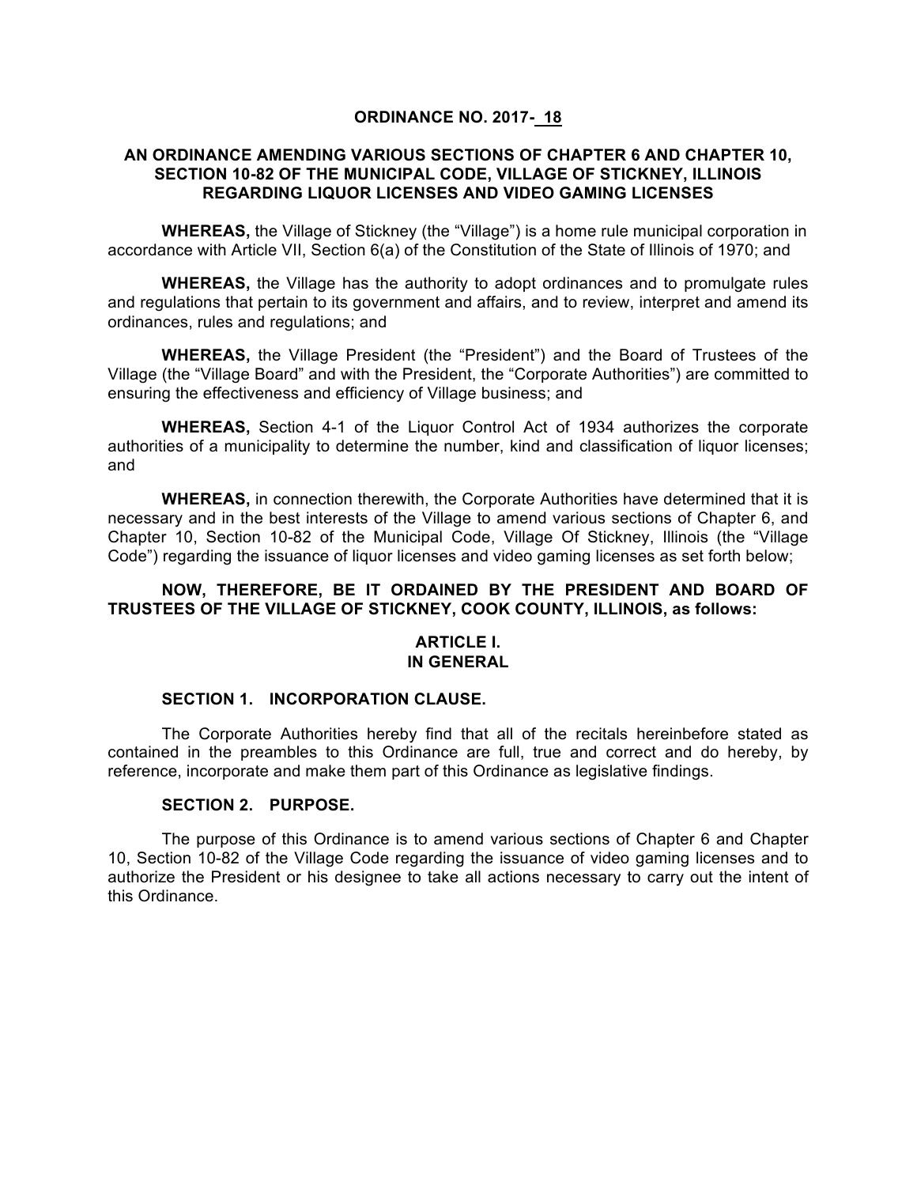# ORDINANCE NO. 2017- 18

## AN ORDINANCE AMENDING VARIOUS SECTIONS OF CHAPTER 6 AND CHAPTER 10, SECTION 10-82 OF THE MUNICIPAL CODE, VILLAGE OF STICKNEY, ILLINOIS REGARDING LIQUOR LICENSES AND VIDEO GAMING LICENSES

**WHEREAS,** the Village of Stickney (the "Village") is a home rule municipal corporation in accordance with Article VII, Section 6(a) of the Constitution of the State of Illinois of 1970; and

**WHEREAS,** the Village has the authority to adopt ordinances and to promulgate rules and regulations that pertain to its government and affairs, and to review, interpret and amend its ordinances, rules and regulations; and

**WHEREAS,** the Village President (the "President") and the Board of Trustees of the Village (the "Village Board" and with the President, the "Corporate Authorities") are committed to ensuring the effectiveness and efficiency of Village business; and

**WHEREAS,** Section 4-1 of the Liquor Control Act of 1934 authorizes the corporate authorities of a municipality to determine the number, kind and classification of liquor licenses; and

**WHEREAS,** in connection therewith, the Corporate Authorities have determined that it is necessary and in the best interests of the Village to amend various sections of Chapter 6, and Chapter 10, Section 10-82 of the Municipal Code, Village Of Stickney, Illinois (the "Village Code") regarding the issuance of liquor licenses and video gaming licenses as set forth below;

**NOW, THEREFORE, BE IT ORDAINED BY THE PRESIDENT AND BOARD OF TRUSTEES OF THE VILLAGE OF STICKNEY, COOK COUNTY, ILLINOIS, as follows:**

## ARTICLE I. IN GENERAL

### SECTION 1. INCORPORATION CLAUSE.

The Corporate Authorities hereby find that all of the recitals hereinbefore stated as contained in the preambles to this Ordinance are full, true and correct and do hereby, by reference, incorporate and make them part of this Ordinance as legislative findings.

### SECTION 2. PURPOSE.

The purpose of this Ordinance is to amend various sections of Chapter 6 and Chapter 10, Section 10-82 of the Village Code regarding the issuance of video gaming licenses and to authorize the President or his designee to take all actions necessary to carry out the intent of this Ordinance.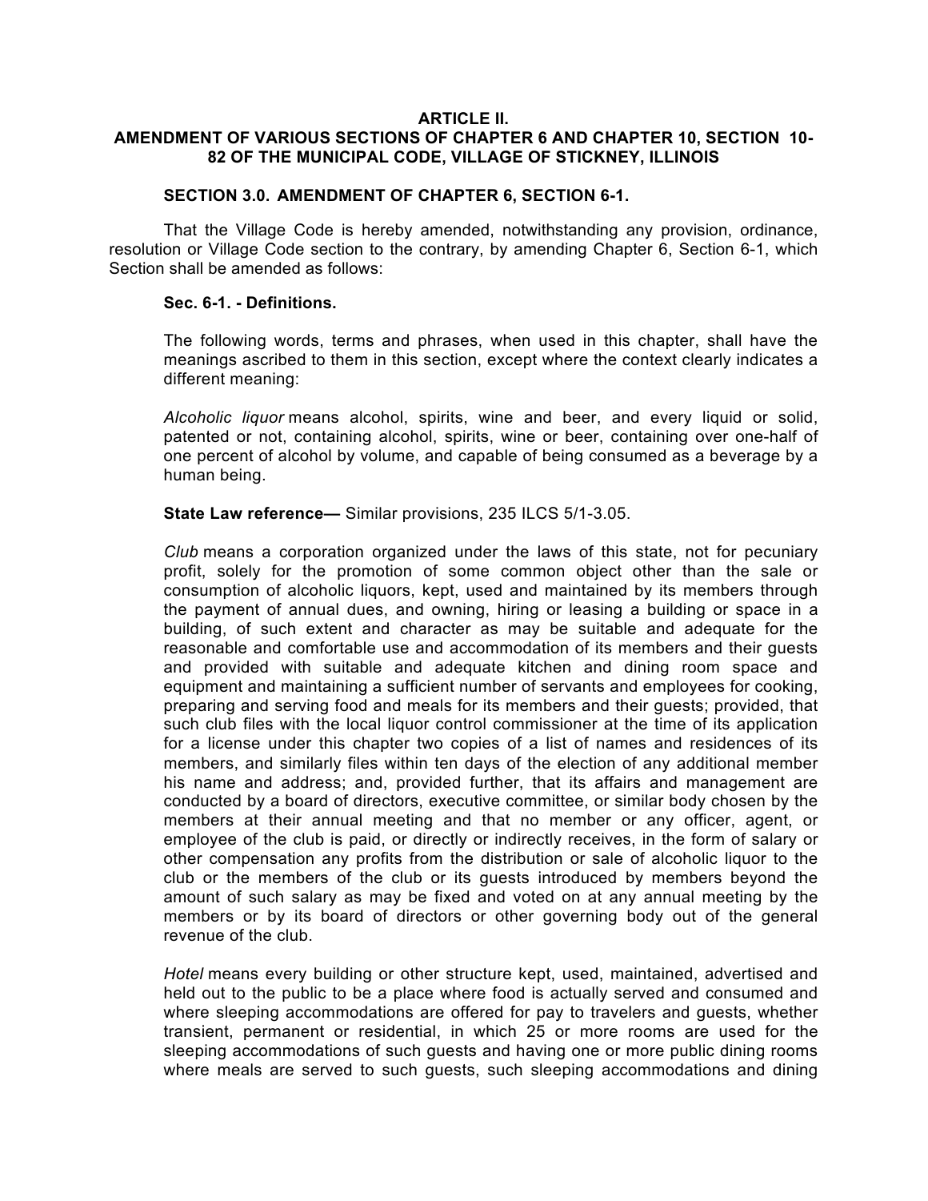**ARTICLE II.**
**AMENDMENT OF VARIOUS SECTIONS OF CHAPTER 6 AND CHAPTER 10, SECTION 10-82 OF THE MUNICIPAL CODE, VILLAGE OF STICKNEY, ILLINOIS**

**SECTION 3.0. AMENDMENT OF CHAPTER 6, SECTION 6-1.**

That the Village Code is hereby amended, notwithstanding any provision, ordinance, resolution or Village Code section to the contrary, by amending Chapter 6, Section 6-1, which Section shall be amended as follows:

**Sec. 6-1. - Definitions.**

The following words, terms and phrases, when used in this chapter, shall have the meanings ascribed to them in this section, except where the context clearly indicates a different meaning:

*Alcoholic liquor* means alcohol, spirits, wine and beer, and every liquid or solid, patented or not, containing alcohol, spirits, wine or beer, containing over one-half of one percent of alcohol by volume, and capable of being consumed as a beverage by a human being.

**State Law reference—** Similar provisions, 235 ILCS 5/1-3.05.

*Club* means a corporation organized under the laws of this state, not for pecuniary profit, solely for the promotion of some common object other than the sale or consumption of alcoholic liquors, kept, used and maintained by its members through the payment of annual dues, and owning, hiring or leasing a building or space in a building, of such extent and character as may be suitable and adequate for the reasonable and comfortable use and accommodation of its members and their guests and provided with suitable and adequate kitchen and dining room space and equipment and maintaining a sufficient number of servants and employees for cooking, preparing and serving food and meals for its members and their guests; provided, that such club files with the local liquor control commissioner at the time of its application for a license under this chapter two copies of a list of names and residences of its members, and similarly files within ten days of the election of any additional member his name and address; and, provided further, that its affairs and management are conducted by a board of directors, executive committee, or similar body chosen by the members at their annual meeting and that no member or any officer, agent, or employee of the club is paid, or directly or indirectly receives, in the form of salary or other compensation any profits from the distribution or sale of alcoholic liquor to the club or the members of the club or its guests introduced by members beyond the amount of such salary as may be fixed and voted on at any annual meeting by the members or by its board of directors or other governing body out of the general revenue of the club.

*Hotel* means every building or other structure kept, used, maintained, advertised and held out to the public to be a place where food is actually served and consumed and where sleeping accommodations are offered for pay to travelers and guests, whether transient, permanent or residential, in which 25 or more rooms are used for the sleeping accommodations of such guests and having one or more public dining rooms where meals are served to such guests, such sleeping accommodations and dining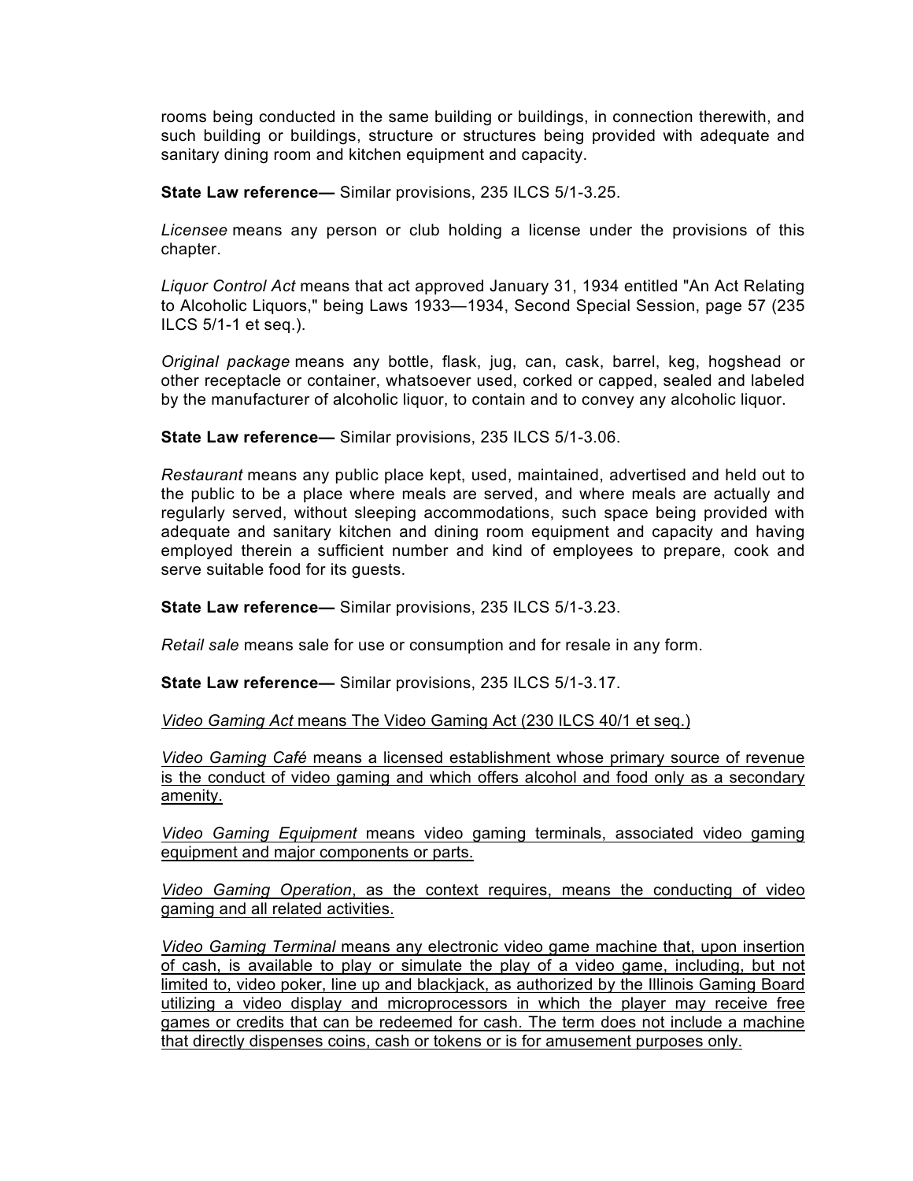rooms being conducted in the same building or buildings, in connection therewith, and such building or buildings, structure or structures being provided with adequate and sanitary dining room and kitchen equipment and capacity.

**State Law reference—** Similar provisions, 235 ILCS 5/1-3.25.

*Licensee* means any person or club holding a license under the provisions of this chapter.

*Liquor Control Act* means that act approved January 31, 1934 entitled "An Act Relating to Alcoholic Liquors," being Laws 1933—1934, Second Special Session, page 57 (235 ILCS 5/1-1 et seq.).

*Original package* means any bottle, flask, jug, can, cask, barrel, keg, hogshead or other receptacle or container, whatsoever used, corked or capped, sealed and labeled by the manufacturer of alcoholic liquor, to contain and to convey any alcoholic liquor.

**State Law reference—** Similar provisions, 235 ILCS 5/1-3.06.

*Restaurant* means any public place kept, used, maintained, advertised and held out to the public to be a place where meals are served, and where meals are actually and regularly served, without sleeping accommodations, such space being provided with adequate and sanitary kitchen and dining room equipment and capacity and having employed therein a sufficient number and kind of employees to prepare, cook and serve suitable food for its guests.

**State Law reference—** Similar provisions, 235 ILCS 5/1-3.23.

*Retail sale* means sale for use or consumption and for resale in any form.

**State Law reference—** Similar provisions, 235 ILCS 5/1-3.17.

*Video Gaming Act* means The Video Gaming Act (230 ILCS 40/1 et seq.)

*Video Gaming Café* means a licensed establishment whose primary source of revenue is the conduct of video gaming and which offers alcohol and food only as a secondary amenity.

*Video Gaming Equipment* means video gaming terminals, associated video gaming equipment and major components or parts.

*Video Gaming Operation*, as the context requires, means the conducting of video gaming and all related activities.

*Video Gaming Terminal* means any electronic video game machine that, upon insertion of cash, is available to play or simulate the play of a video game, including, but not limited to, video poker, line up and blackjack, as authorized by the Illinois Gaming Board utilizing a video display and microprocessors in which the player may receive free games or credits that can be redeemed for cash. The term does not include a machine that directly dispenses coins, cash or tokens or is for amusement purposes only.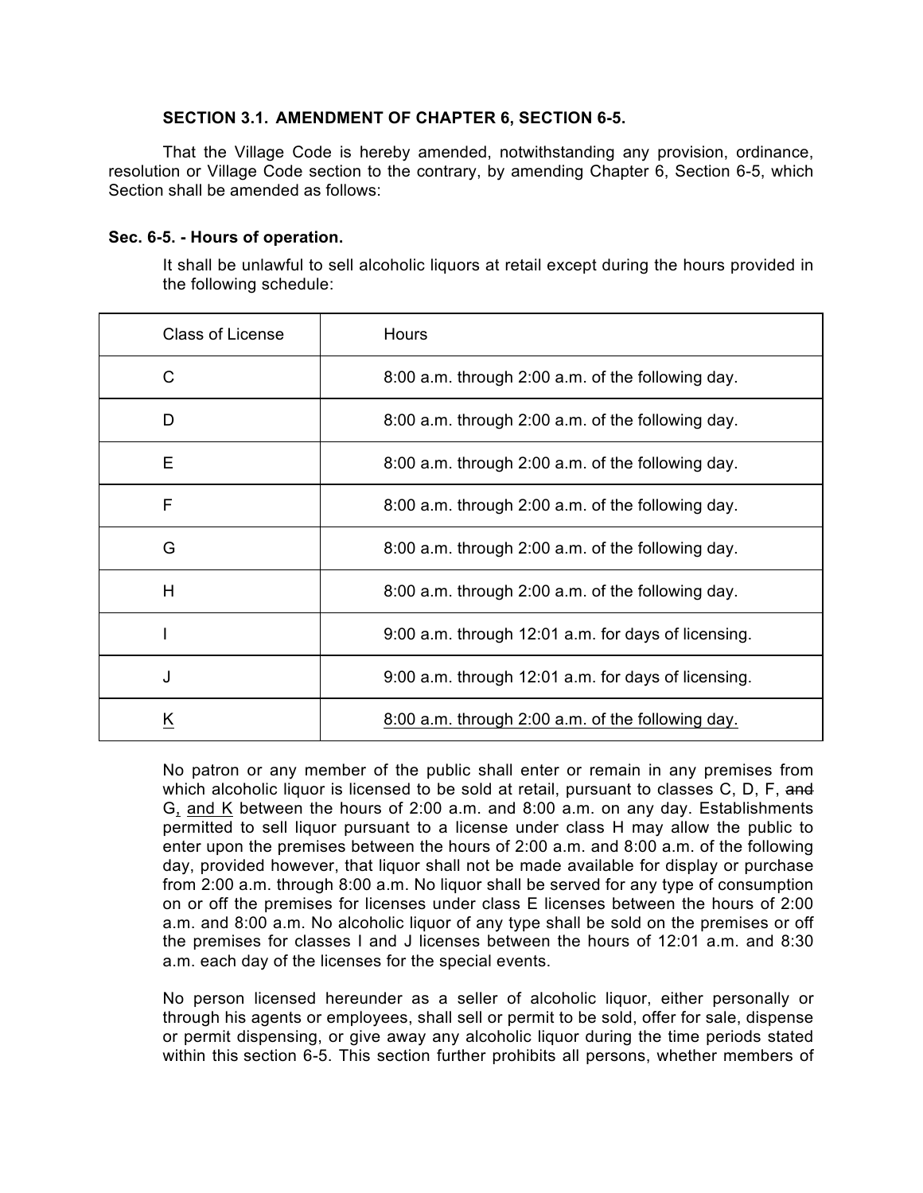**SECTION 3.1. AMENDMENT OF CHAPTER 6, SECTION 6-5.**

That the Village Code is hereby amended, notwithstanding any provision, ordinance, resolution or Village Code section to the contrary, by amending Chapter 6, Section 6-5, which Section shall be amended as follows:

**Sec. 6-5. - Hours of operation.**

It shall be unlawful to sell alcoholic liquors at retail except during the hours provided in the following schedule:

| Class of License | Hours |
|---|---|
| C | 8:00 a.m. through 2:00 a.m. of the following day. |
| D | 8:00 a.m. through 2:00 a.m. of the following day. |
| E | 8:00 a.m. through 2:00 a.m. of the following day. |
| F | 8:00 a.m. through 2:00 a.m. of the following day. |
| G | 8:00 a.m. through 2:00 a.m. of the following day. |
| H | 8:00 a.m. through 2:00 a.m. of the following day. |
| I | 9:00 a.m. through 12:01 a.m. for days of licensing. |
| J | 9:00 a.m. through 12:01 a.m. for days of licensing. |
| <u>K</u> | <u>8:00 a.m. through 2:00 a.m. of the following day.</u> |

No patron or any member of the public shall enter or remain in any premises from which alcoholic liquor is licensed to be sold at retail, pursuant to classes C, D, F, ~~and~~ G<u>,</u> <u>and K</u> between the hours of 2:00 a.m. and 8:00 a.m. on any day. Establishments permitted to sell liquor pursuant to a license under class H may allow the public to enter upon the premises between the hours of 2:00 a.m. and 8:00 a.m. of the following day, provided however, that liquor shall not be made available for display or purchase from 2:00 a.m. through 8:00 a.m. No liquor shall be served for any type of consumption on or off the premises for licenses under class E licenses between the hours of 2:00 a.m. and 8:00 a.m. No alcoholic liquor of any type shall be sold on the premises or off the premises for classes I and J licenses between the hours of 12:01 a.m. and 8:30 a.m. each day of the licenses for the special events.

No person licensed hereunder as a seller of alcoholic liquor, either personally or through his agents or employees, shall sell or permit to be sold, offer for sale, dispense or permit dispensing, or give away any alcoholic liquor during the time periods stated within this section 6-5. This section further prohibits all persons, whether members of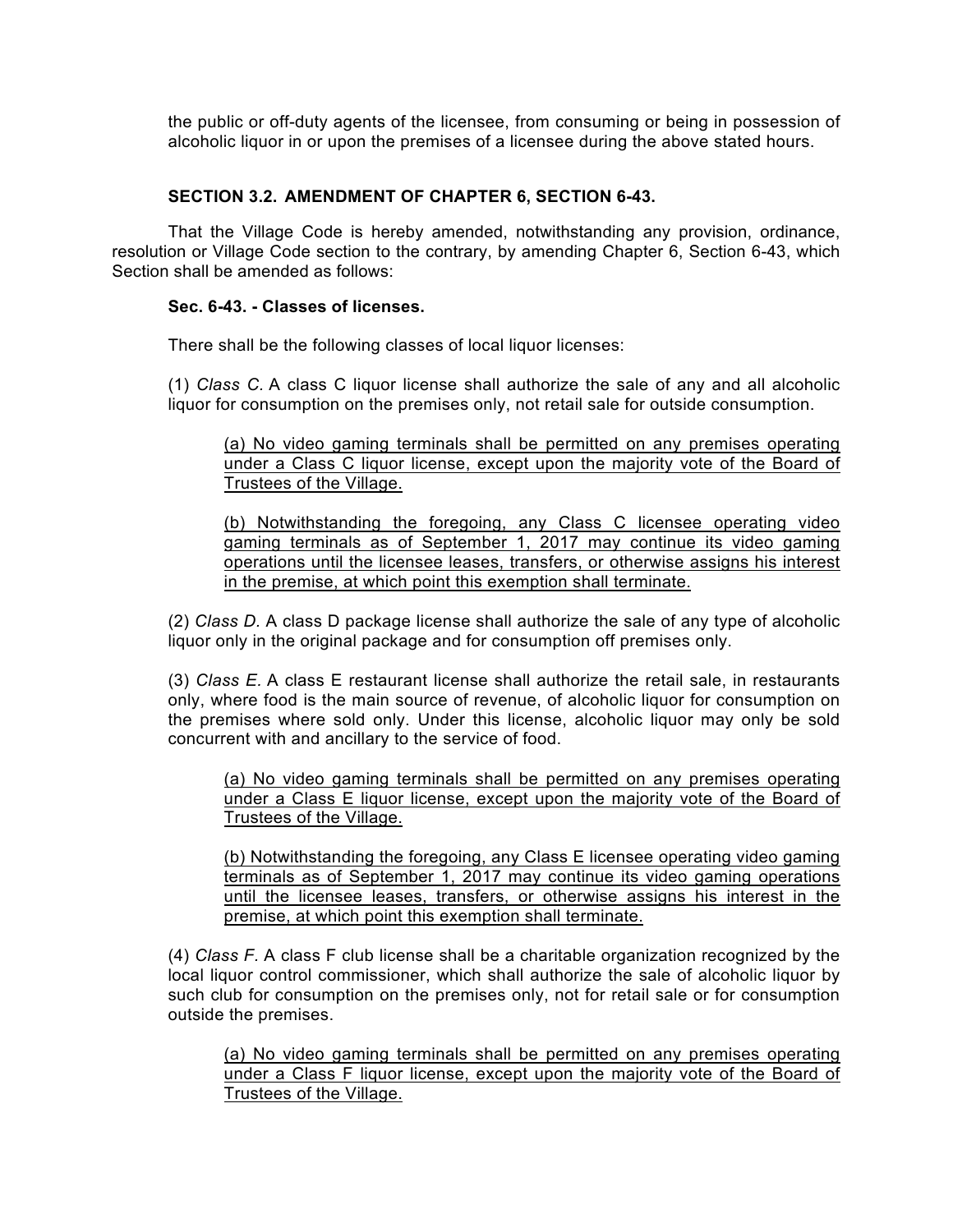the public or off-duty agents of the licensee, from consuming or being in possession of alcoholic liquor in or upon the premises of a licensee during the above stated hours.

**SECTION 3.2. AMENDMENT OF CHAPTER 6, SECTION 6-43.**

That the Village Code is hereby amended, notwithstanding any provision, ordinance, resolution or Village Code section to the contrary, by amending Chapter 6, Section 6-43, which Section shall be amended as follows:

**Sec. 6-43. - Classes of licenses.**

There shall be the following classes of local liquor licenses:

(1) *Class C.* A class C liquor license shall authorize the sale of any and all alcoholic liquor for consumption on the premises only, not retail sale for outside consumption.

<u>(a) No video gaming terminals shall be permitted on any premises operating under a Class C liquor license, except upon the majority vote of the Board of Trustees of the Village.</u>

<u>(b) Notwithstanding the foregoing, any Class C licensee operating video gaming terminals as of September 1, 2017 may continue its video gaming operations until the licensee leases, transfers, or otherwise assigns his interest in the premise, at which point this exemption shall terminate.</u>

(2) *Class D.* A class D package license shall authorize the sale of any type of alcoholic liquor only in the original package and for consumption off premises only.

(3) *Class E.* A class E restaurant license shall authorize the retail sale, in restaurants only, where food is the main source of revenue, of alcoholic liquor for consumption on the premises where sold only. Under this license, alcoholic liquor may only be sold concurrent with and ancillary to the service of food.

<u>(a) No video gaming terminals shall be permitted on any premises operating under a Class E liquor license, except upon the majority vote of the Board of Trustees of the Village.</u>

<u>(b) Notwithstanding the foregoing, any Class E licensee operating video gaming terminals as of September 1, 2017 may continue its video gaming operations until the licensee leases, transfers, or otherwise assigns his interest in the premise, at which point this exemption shall terminate.</u>

(4) *Class F.* A class F club license shall be a charitable organization recognized by the local liquor control commissioner, which shall authorize the sale of alcoholic liquor by such club for consumption on the premises only, not for retail sale or for consumption outside the premises.

<u>(a) No video gaming terminals shall be permitted on any premises operating under a Class F liquor license, except upon the majority vote of the Board of Trustees of the Village.</u>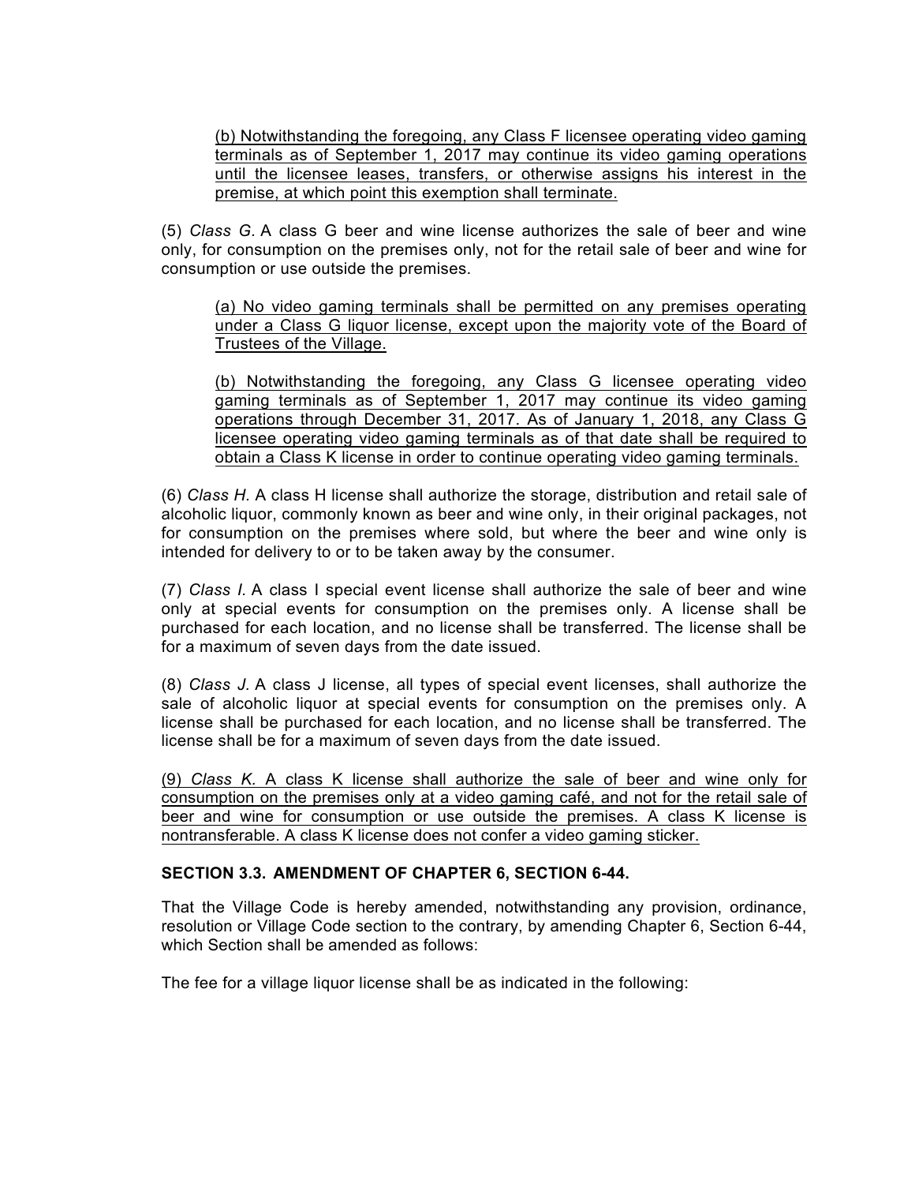(b) Notwithstanding the foregoing, any Class F licensee operating video gaming terminals as of September 1, 2017 may continue its video gaming operations until the licensee leases, transfers, or otherwise assigns his interest in the premise, at which point this exemption shall terminate.

(5) *Class G*. A class G beer and wine license authorizes the sale of beer and wine only, for consumption on the premises only, not for the retail sale of beer and wine for consumption or use outside the premises.

(a) No video gaming terminals shall be permitted on any premises operating under a Class G liquor license, except upon the majority vote of the Board of Trustees of the Village.

(b) Notwithstanding the foregoing, any Class G licensee operating video gaming terminals as of September 1, 2017 may continue its video gaming operations through December 31, 2017. As of January 1, 2018, any Class G licensee operating video gaming terminals as of that date shall be required to obtain a Class K license in order to continue operating video gaming terminals.

(6) *Class H.* A class H license shall authorize the storage, distribution and retail sale of alcoholic liquor, commonly known as beer and wine only, in their original packages, not for consumption on the premises where sold, but where the beer and wine only is intended for delivery to or to be taken away by the consumer.

(7) *Class I.* A class I special event license shall authorize the sale of beer and wine only at special events for consumption on the premises only. A license shall be purchased for each location, and no license shall be transferred. The license shall be for a maximum of seven days from the date issued.

(8) *Class J.* A class J license, all types of special event licenses, shall authorize the sale of alcoholic liquor at special events for consumption on the premises only. A license shall be purchased for each location, and no license shall be transferred. The license shall be for a maximum of seven days from the date issued.

(9) *Class K.* A class K license shall authorize the sale of beer and wine only for consumption on the premises only at a video gaming café, and not for the retail sale of beer and wine for consumption or use outside the premises. A class K license is nontransferable. A class K license does not confer a video gaming sticker.

**SECTION 3.3. AMENDMENT OF CHAPTER 6, SECTION 6-44.**

That the Village Code is hereby amended, notwithstanding any provision, ordinance, resolution or Village Code section to the contrary, by amending Chapter 6, Section 6-44, which Section shall be amended as follows:

The fee for a village liquor license shall be as indicated in the following: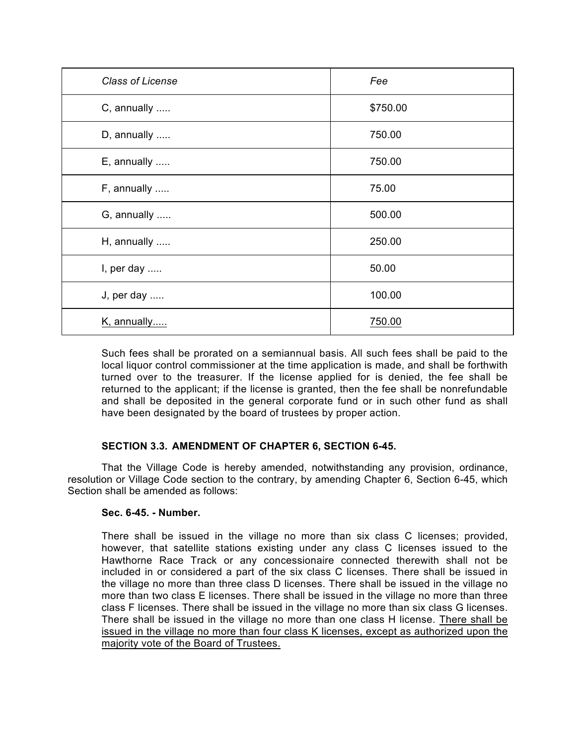| *Class of License* | *Fee* |
|---|---|
| C, annually ..... | $750.00 |
| D, annually ..... | 750.00 |
| E, annually ..... | 750.00 |
| F, annually ..... | 75.00 |
| G, annually ..... | 500.00 |
| H, annually ..... | 250.00 |
| I, per day ..... | 50.00 |
| J, per day ..... | 100.00 |
| <u>K, annually.....</u> | <u>750.00</u> |

Such fees shall be prorated on a semiannual basis. All such fees shall be paid to the local liquor control commissioner at the time application is made, and shall be forthwith turned over to the treasurer. If the license applied for is denied, the fee shall be returned to the applicant; if the license is granted, then the fee shall be nonrefundable and shall be deposited in the general corporate fund or in such other fund as shall have been designated by the board of trustees by proper action.

**SECTION 3.3. AMENDMENT OF CHAPTER 6, SECTION 6-45.**

That the Village Code is hereby amended, notwithstanding any provision, ordinance, resolution or Village Code section to the contrary, by amending Chapter 6, Section 6-45, which Section shall be amended as follows:

**Sec. 6-45. - Number.**

There shall be issued in the village no more than six class C licenses; provided, however, that satellite stations existing under any class C licenses issued to the Hawthorne Race Track or any concessionaire connected therewith shall not be included in or considered a part of the six class C licenses. There shall be issued in the village no more than three class D licenses. There shall be issued in the village no more than two class E licenses. There shall be issued in the village no more than three class F licenses. There shall be issued in the village no more than six class G licenses. There shall be issued in the village no more than one class H license. <u>There shall be issued in the village no more than four class K licenses, except as authorized upon the majority vote of the Board of Trustees.</u>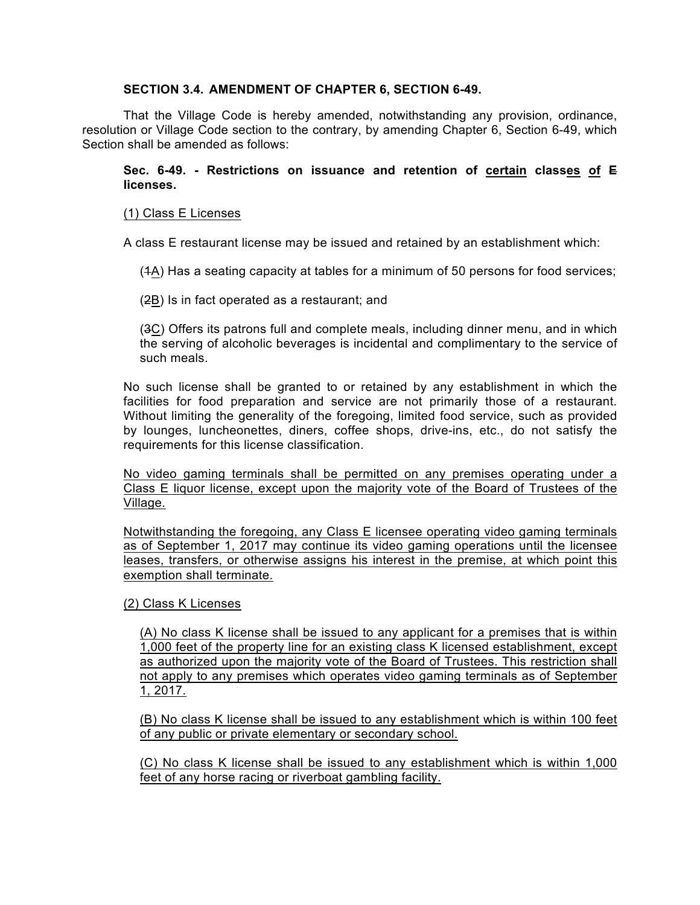**SECTION 3.4. AMENDMENT OF CHAPTER 6, SECTION 6-49.**

That the Village Code is hereby amended, notwithstanding any provision, ordinance, resolution or Village Code section to the contrary, by amending Chapter 6, Section 6-49, which Section shall be amended as follows:

**Sec. 6-49. - Restrictions on issuance and retention of <u>certain</u> class<u>es</u> <u>of</u> ~~E~~ licenses.**

<u>(1) Class E Licenses</u>

A class E restaurant license may be issued and retained by an establishment which:

(~~1~~<u>A</u>) Has a seating capacity at tables for a minimum of 50 persons for food services;

(~~2~~<u>B</u>) Is in fact operated as a restaurant; and

(~~3~~<u>C</u>) Offers its patrons full and complete meals, including dinner menu, and in which the serving of alcoholic beverages is incidental and complimentary to the service of such meals.

No such license shall be granted to or retained by any establishment in which the facilities for food preparation and service are not primarily those of a restaurant. Without limiting the generality of the foregoing, limited food service, such as provided by lounges, luncheonettes, diners, coffee shops, drive-ins, etc., do not satisfy the requirements for this license classification.

<u>No video gaming terminals shall be permitted on any premises operating under a Class E liquor license, except upon the majority vote of the Board of Trustees of the Village.</u>

<u>Notwithstanding the foregoing, any Class E licensee operating video gaming terminals as of September 1, 2017 may continue its video gaming operations until the licensee leases, transfers, or otherwise assigns his interest in the premise, at which point this exemption shall terminate.</u>

<u>(2) Class K Licenses</u>

<u>(A) No class K license shall be issued to any applicant for a premises that is within 1,000 feet of the property line for an existing class K licensed establishment, except as authorized upon the majority vote of the Board of Trustees. This restriction shall not apply to any premises which operates video gaming terminals as of September 1, 2017.</u>

<u>(B) No class K license shall be issued to any establishment which is within 100 feet of any public or private elementary or secondary school.</u>

<u>(C) No class K license shall be issued to any establishment which is within 1,000 feet of any horse racing or riverboat gambling facility.</u>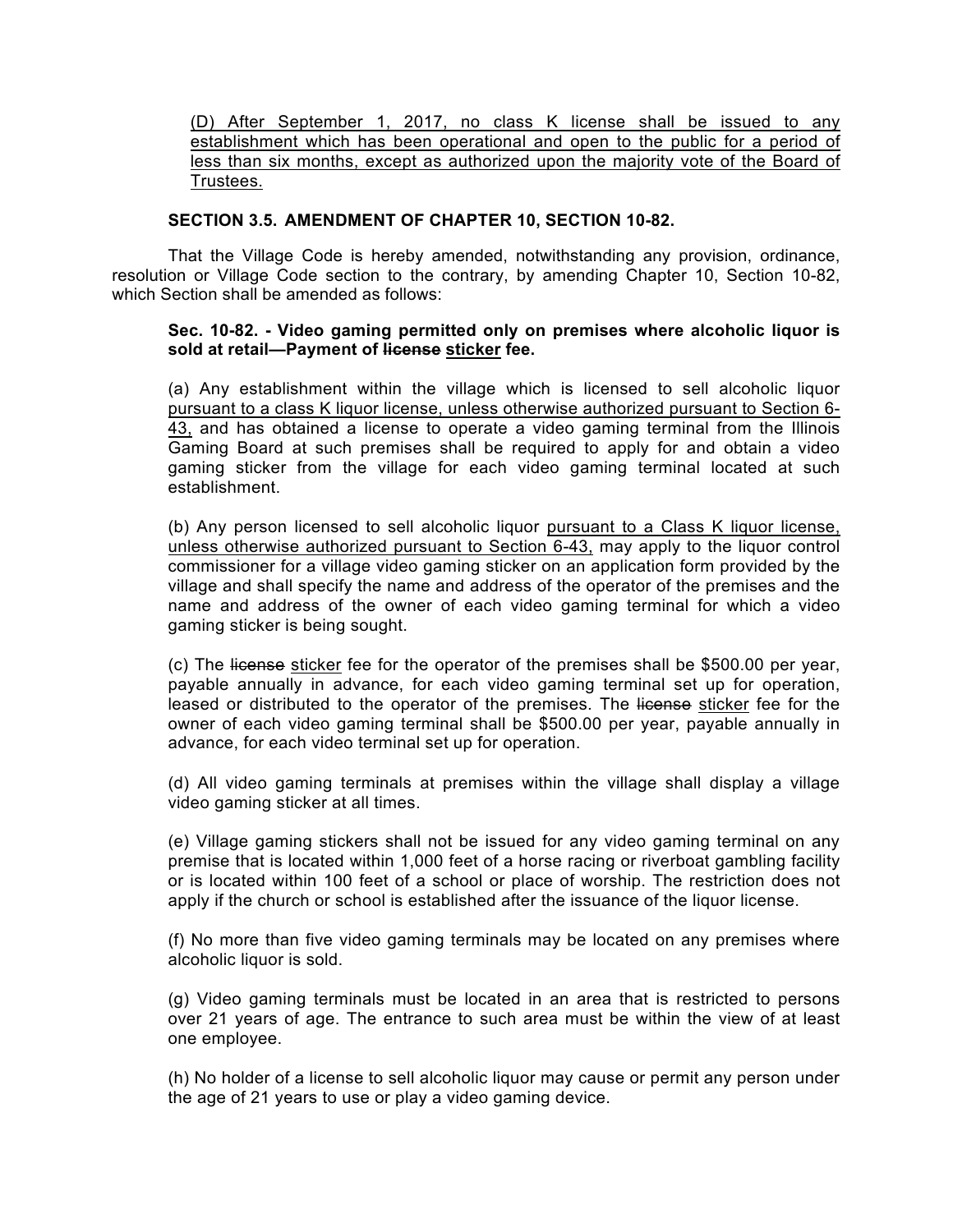(D) After September 1, 2017, no class K license shall be issued to any establishment which has been operational and open to the public for a period of less than six months, except as authorized upon the majority vote of the Board of Trustees.

**SECTION 3.5. AMENDMENT OF CHAPTER 10, SECTION 10-82.**

That the Village Code is hereby amended, notwithstanding any provision, ordinance, resolution or Village Code section to the contrary, by amending Chapter 10, Section 10-82, which Section shall be amended as follows:

**Sec. 10-82. - Video gaming permitted only on premises where alcoholic liquor is sold at retail—Payment of ~~license~~ sticker fee.**

(a) Any establishment within the village which is licensed to sell alcoholic liquor pursuant to a class K liquor license, unless otherwise authorized pursuant to Section 6-43, and has obtained a license to operate a video gaming terminal from the Illinois Gaming Board at such premises shall be required to apply for and obtain a video gaming sticker from the village for each video gaming terminal located at such establishment.

(b) Any person licensed to sell alcoholic liquor pursuant to a Class K liquor license, unless otherwise authorized pursuant to Section 6-43, may apply to the liquor control commissioner for a village video gaming sticker on an application form provided by the village and shall specify the name and address of the operator of the premises and the name and address of the owner of each video gaming terminal for which a video gaming sticker is being sought.

(c) The ~~license~~ sticker fee for the operator of the premises shall be $500.00 per year, payable annually in advance, for each video gaming terminal set up for operation, leased or distributed to the operator of the premises. The ~~license~~ sticker fee for the owner of each video gaming terminal shall be $500.00 per year, payable annually in advance, for each video terminal set up for operation.

(d) All video gaming terminals at premises within the village shall display a village video gaming sticker at all times.

(e) Village gaming stickers shall not be issued for any video gaming terminal on any premise that is located within 1,000 feet of a horse racing or riverboat gambling facility or is located within 100 feet of a school or place of worship. The restriction does not apply if the church or school is established after the issuance of the liquor license.

(f) No more than five video gaming terminals may be located on any premises where alcoholic liquor is sold.

(g) Video gaming terminals must be located in an area that is restricted to persons over 21 years of age. The entrance to such area must be within the view of at least one employee.

(h) No holder of a license to sell alcoholic liquor may cause or permit any person under the age of 21 years to use or play a video gaming device.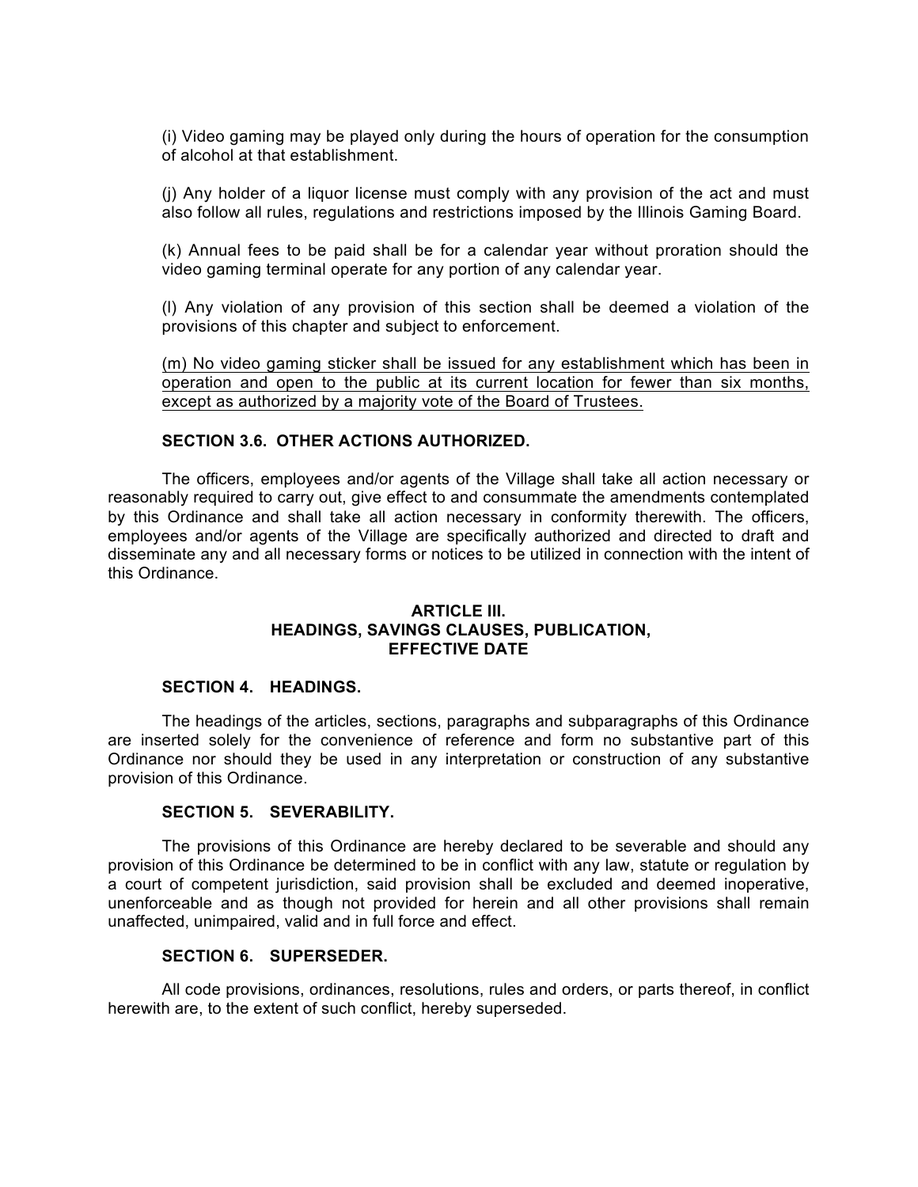(i) Video gaming may be played only during the hours of operation for the consumption of alcohol at that establishment.

(j) Any holder of a liquor license must comply with any provision of the act and must also follow all rules, regulations and restrictions imposed by the Illinois Gaming Board.

(k) Annual fees to be paid shall be for a calendar year without proration should the video gaming terminal operate for any portion of any calendar year.

(l) Any violation of any provision of this section shall be deemed a violation of the provisions of this chapter and subject to enforcement.

<u>(m) No video gaming sticker shall be issued for any establishment which has been in operation and open to the public at its current location for fewer than six months, except as authorized by a majority vote of the Board of Trustees.</u>

**SECTION 3.6. OTHER ACTIONS AUTHORIZED.**

The officers, employees and/or agents of the Village shall take all action necessary or reasonably required to carry out, give effect to and consummate the amendments contemplated by this Ordinance and shall take all action necessary in conformity therewith. The officers, employees and/or agents of the Village are specifically authorized and directed to draft and disseminate any and all necessary forms or notices to be utilized in connection with the intent of this Ordinance.

**ARTICLE III.**
**HEADINGS, SAVINGS CLAUSES, PUBLICATION, EFFECTIVE DATE**

**SECTION 4. HEADINGS.**

The headings of the articles, sections, paragraphs and subparagraphs of this Ordinance are inserted solely for the convenience of reference and form no substantive part of this Ordinance nor should they be used in any interpretation or construction of any substantive provision of this Ordinance.

**SECTION 5. SEVERABILITY.**

The provisions of this Ordinance are hereby declared to be severable and should any provision of this Ordinance be determined to be in conflict with any law, statute or regulation by a court of competent jurisdiction, said provision shall be excluded and deemed inoperative, unenforceable and as though not provided for herein and all other provisions shall remain unaffected, unimpaired, valid and in full force and effect.

**SECTION 6. SUPERSEDER.**

All code provisions, ordinances, resolutions, rules and orders, or parts thereof, in conflict herewith are, to the extent of such conflict, hereby superseded.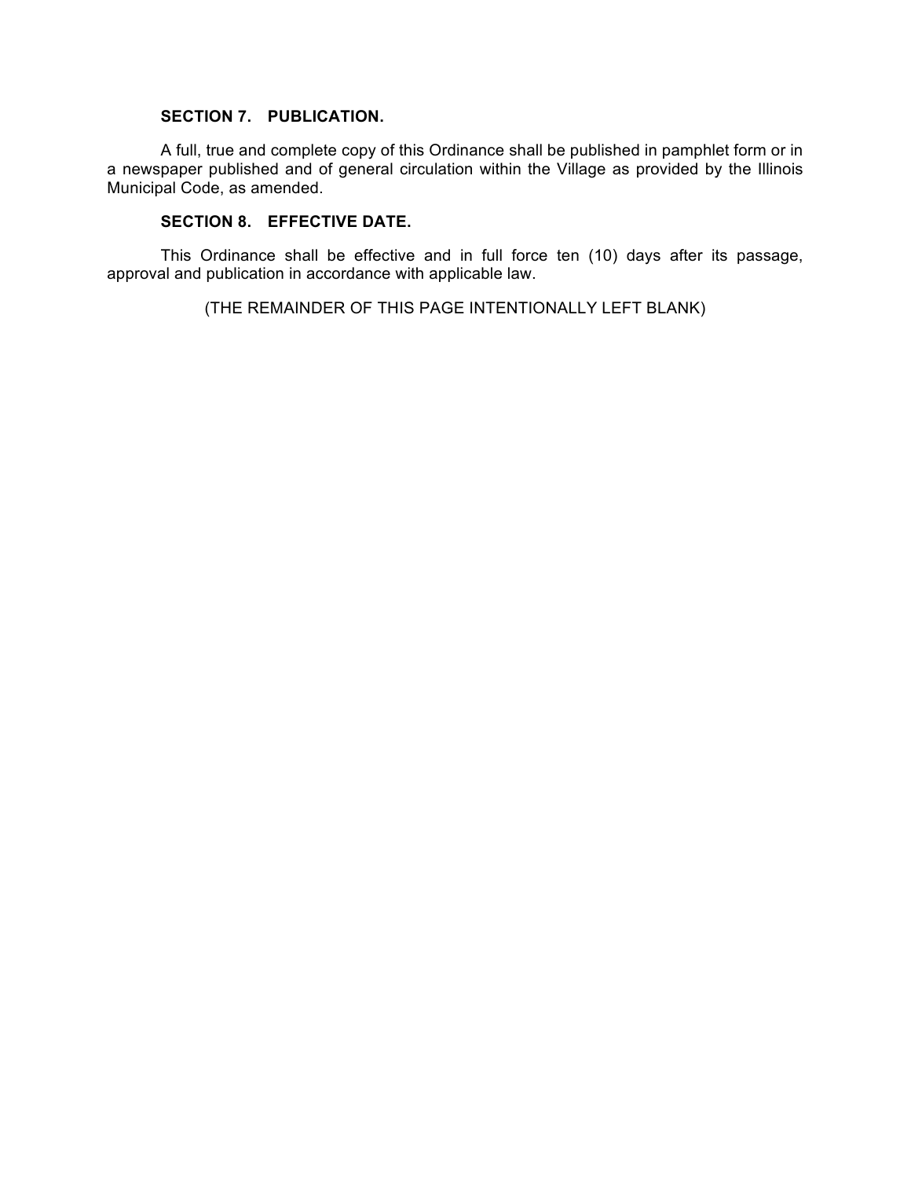**SECTION 7. PUBLICATION.**

A full, true and complete copy of this Ordinance shall be published in pamphlet form or in a newspaper published and of general circulation within the Village as provided by the Illinois Municipal Code, as amended.

**SECTION 8. EFFECTIVE DATE.**

This Ordinance shall be effective and in full force ten (10) days after its passage, approval and publication in accordance with applicable law.

(THE REMAINDER OF THIS PAGE INTENTIONALLY LEFT BLANK)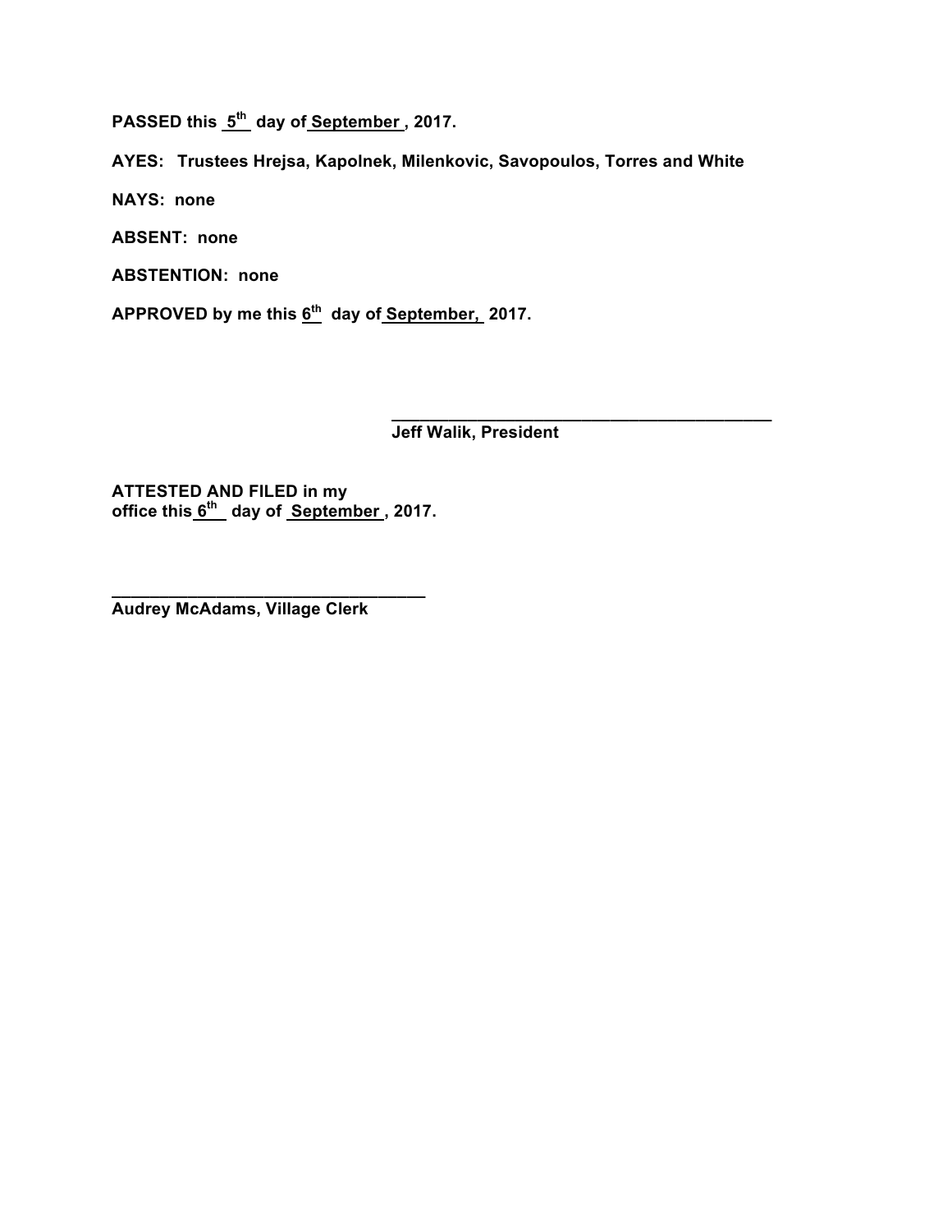**PASSED this 5th day of September , 2017.**

**AYES: Trustees Hrejsa, Kapolnek, Milenkovic, Savopoulos, Torres and White**

**NAYS: none**

**ABSENT: none**

**ABSTENTION: none**

**APPROVED by me this 6th day of September, 2017.**

\_\_\_\_\_\_\_\_\_\_\_\_\_\_\_\_\_\_\_\_\_\_\_\_\_\_\_\_\_\_\_\_\_\_\_\_\_\_\_\_\_\_\_

**Jeff Walik, President**

**ATTESTED AND FILED in my office this 6th day of September , 2017.**

\_\_\_\_\_\_\_\_\_\_\_\_\_\_\_\_\_\_\_\_\_\_\_\_\_\_\_\_\_\_\_\_\_\_\_

**Audrey McAdams, Village Clerk**